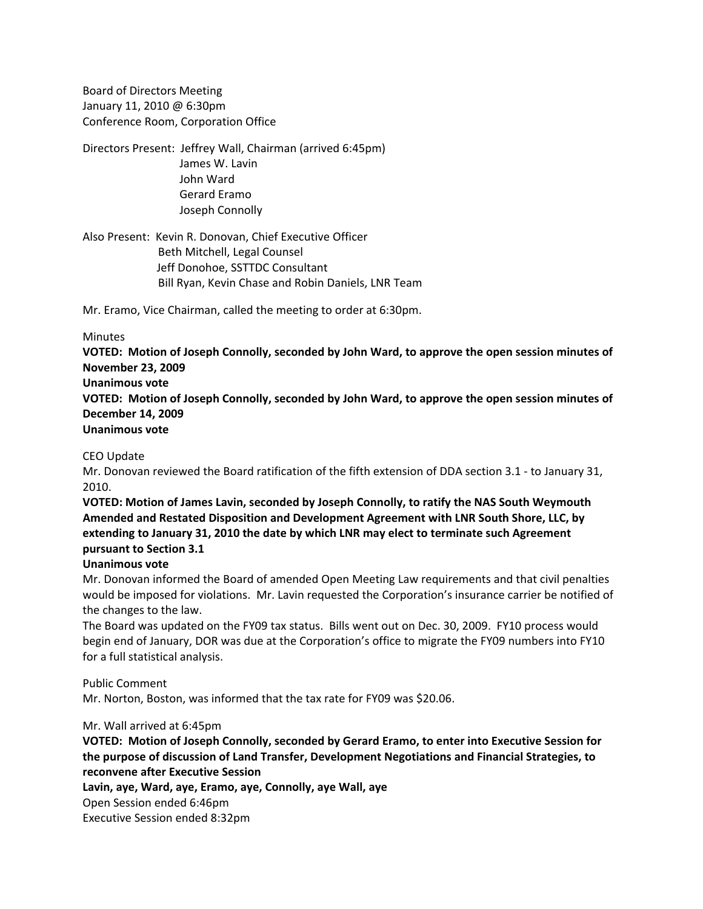Board of Directors Meeting
January 11, 2010 @ 6:30pm
Conference Room, Corporation Office

Directors Present: Jeffrey Wall, Chairman (arrived 6:45pm)
James W. Lavin
John Ward
Gerard Eramo
Joseph Connolly

Also Present: Kevin R. Donovan, Chief Executive Officer
Beth Mitchell, Legal Counsel
Jeff Donohoe, SSTTDC Consultant
Bill Ryan, Kevin Chase and Robin Daniels, LNR Team

Mr. Eramo, Vice Chairman, called the meeting to order at 6:30pm.

Minutes

**VOTED: Motion of Joseph Connolly, seconded by John Ward, to approve the open session minutes of November 23, 2009**
**Unanimous vote**
**VOTED: Motion of Joseph Connolly, seconded by John Ward, to approve the open session minutes of December 14, 2009**
**Unanimous vote**

CEO Update

Mr. Donovan reviewed the Board ratification of the fifth extension of DDA section 3.1 - to January 31, 2010.

**VOTED: Motion of James Lavin, seconded by Joseph Connolly, to ratify the NAS South Weymouth Amended and Restated Disposition and Development Agreement with LNR South Shore, LLC, by extending to January 31, 2010 the date by which LNR may elect to terminate such Agreement pursuant to Section 3.1**
**Unanimous vote**

Mr. Donovan informed the Board of amended Open Meeting Law requirements and that civil penalties would be imposed for violations. Mr. Lavin requested the Corporation's insurance carrier be notified of the changes to the law.

The Board was updated on the FY09 tax status. Bills went out on Dec. 30, 2009. FY10 process would begin end of January, DOR was due at the Corporation's office to migrate the FY09 numbers into FY10 for a full statistical analysis.

Public Comment

Mr. Norton, Boston, was informed that the tax rate for FY09 was $20.06.

Mr. Wall arrived at 6:45pm

**VOTED: Motion of Joseph Connolly, seconded by Gerard Eramo, to enter into Executive Session for the purpose of discussion of Land Transfer, Development Negotiations and Financial Strategies, to reconvene after Executive Session**
**Lavin, aye, Ward, aye, Eramo, aye, Connolly, aye Wall, aye**

Open Session ended 6:46pm
Executive Session ended 8:32pm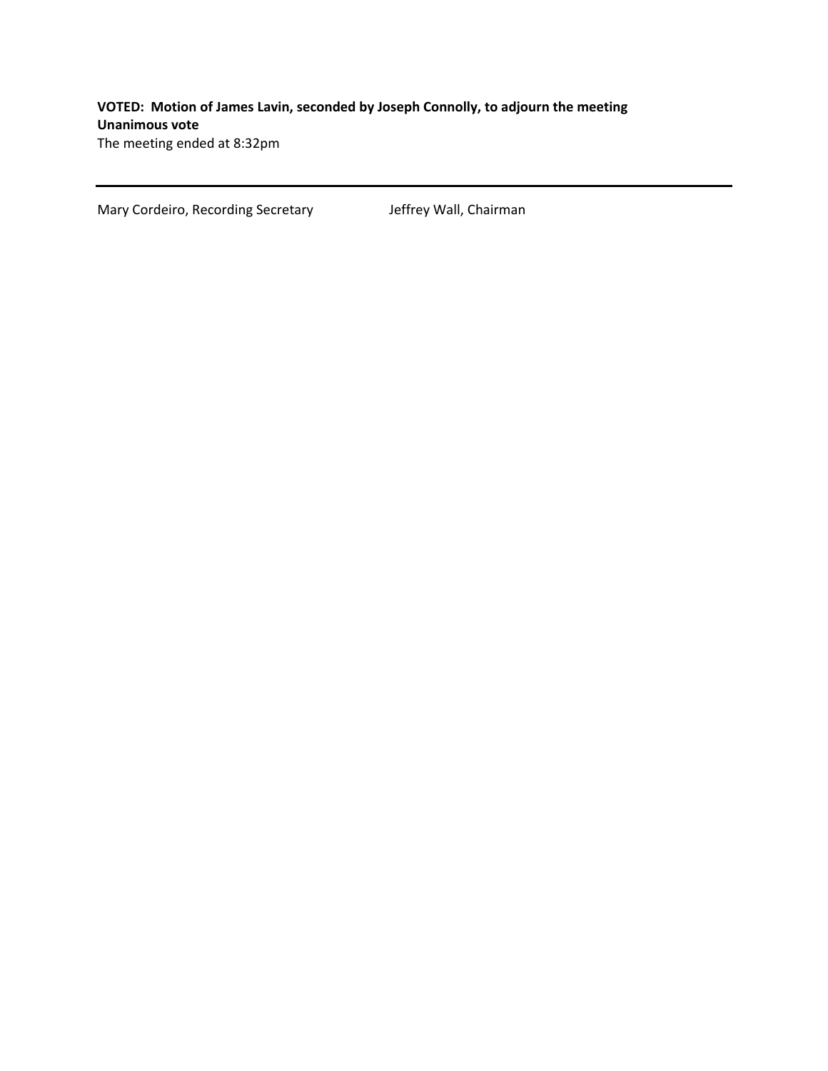**VOTED: Motion of James Lavin, seconded by Joseph Connolly, to adjourn the meeting**
**Unanimous vote**
The meeting ended at 8:32pm

---

Mary Cordeiro, Recording Secretary          Jeffrey Wall, Chairman